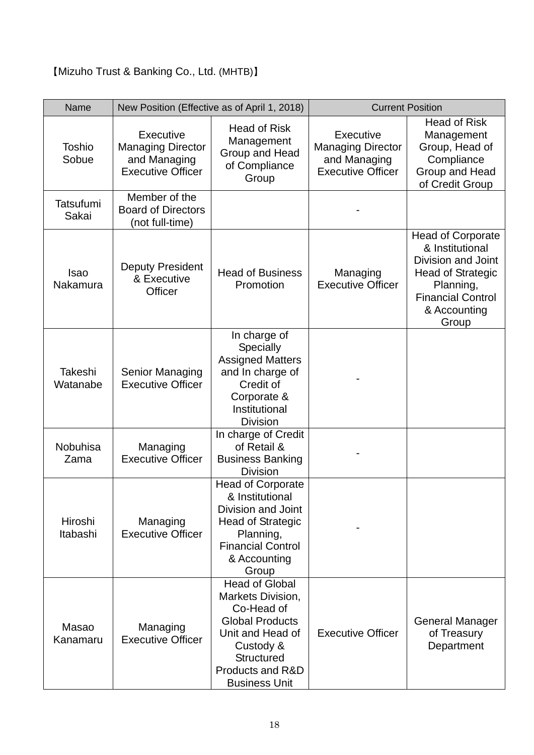【Mizuho Trust & Banking Co., Ltd. (MHTB)】

| Name | New Position (Effective as of April 1, 2018) | | Current Position | |
|---|---|---|---|---|
| Toshio Sobue | Executive Managing Director and Managing Executive Officer | Head of Risk Management Group and Head of Compliance Group | Executive Managing Director and Managing Executive Officer | Head of Risk Management Group, Head of Compliance Group and Head of Credit Group |
| Tatsufumi Sakai | Member of the Board of Directors (not full-time) | | - | |
| Isao Nakamura | Deputy President & Executive Officer | Head of Business Promotion | Managing Executive Officer | Head of Corporate & Institutional Division and Joint Head of Strategic Planning, Financial Control & Accounting Group |
| Takeshi Watanabe | Senior Managing Executive Officer | In charge of Specially Assigned Matters and In charge of Credit of Corporate & Institutional Division | - | |
| Nobuhisa Zama | Managing Executive Officer | In charge of Credit of Retail & Business Banking Division | - | |
| Hiroshi Itabashi | Managing Executive Officer | Head of Corporate & Institutional Division and Joint Head of Strategic Planning, Financial Control & Accounting Group | - | |
| Masao Kanamaru | Managing Executive Officer | Head of Global Markets Division, Co-Head of Global Products Unit and Head of Custody & Structured Products and R&D Business Unit | Executive Officer | General Manager of Treasury Department |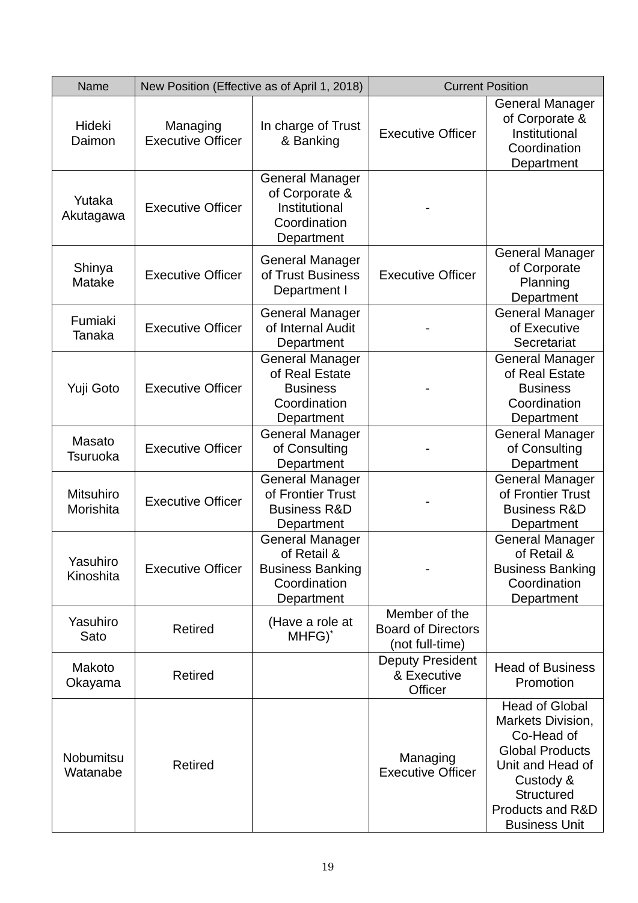| Name | New Position (Effective as of April 1, 2018) | | Current Position | |
|---|---|---|---|---|
| Hideki Daimon | Managing Executive Officer | In charge of Trust & Banking | Executive Officer | General Manager of Corporate & Institutional Coordination Department |
| Yutaka Akutagawa | Executive Officer | General Manager of Corporate & Institutional Coordination Department | - | |
| Shinya Matake | Executive Officer | General Manager of Trust Business Department I | Executive Officer | General Manager of Corporate Planning Department |
| Fumiaki Tanaka | Executive Officer | General Manager of Internal Audit Department | - | General Manager of Executive Secretariat |
| Yuji Goto | Executive Officer | General Manager of Real Estate Business Coordination Department | - | General Manager of Real Estate Business Coordination Department |
| Masato Tsuruoka | Executive Officer | General Manager of Consulting Department | - | General Manager of Consulting Department |
| Mitsuhiro Morishita | Executive Officer | General Manager of Frontier Trust Business R&D Department | - | General Manager of Frontier Trust Business R&D Department |
| Yasuhiro Kinoshita | Executive Officer | General Manager of Retail & Business Banking Coordination Department | - | General Manager of Retail & Business Banking Coordination Department |
| Yasuhiro Sato | Retired | (Have a role at MHFG)* | Member of the Board of Directors (not full-time) | |
| Makoto Okayama | Retired | | Deputy President & Executive Officer | Head of Business Promotion |
| Nobumitsu Watanabe | Retired | | Managing Executive Officer | Head of Global Markets Division, Co-Head of Global Products Unit and Head of Custody & Structured Products and R&D Business Unit |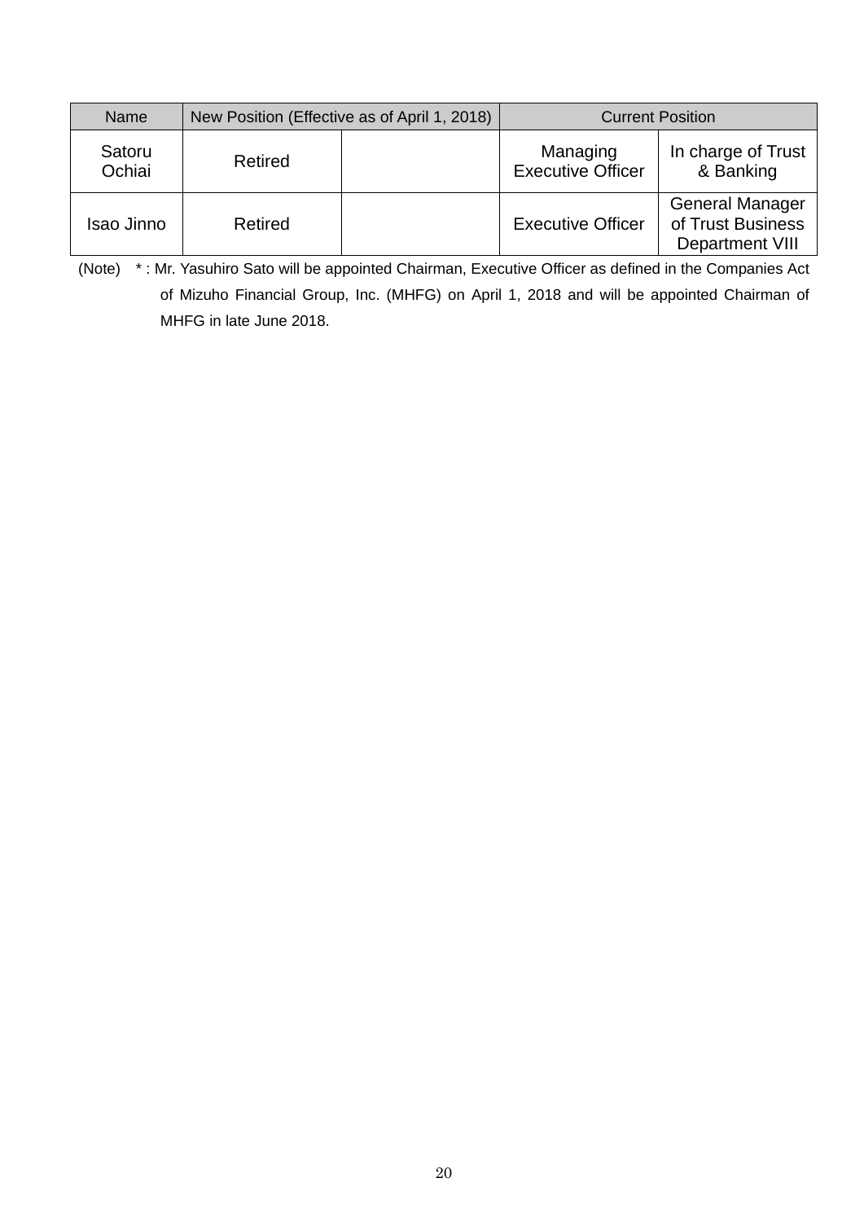| Name | New Position (Effective as of April 1, 2018) | | Current Position | |
|---|---|---|---|---|
| Satoru Ochiai | Retired | | Managing Executive Officer | In charge of Trust & Banking |
| Isao Jinno | Retired | | Executive Officer | General Manager of Trust Business Department VIII |

(Note) * : Mr. Yasuhiro Sato will be appointed Chairman, Executive Officer as defined in the Companies Act of Mizuho Financial Group, Inc. (MHFG) on April 1, 2018 and will be appointed Chairman of MHFG in late June 2018.